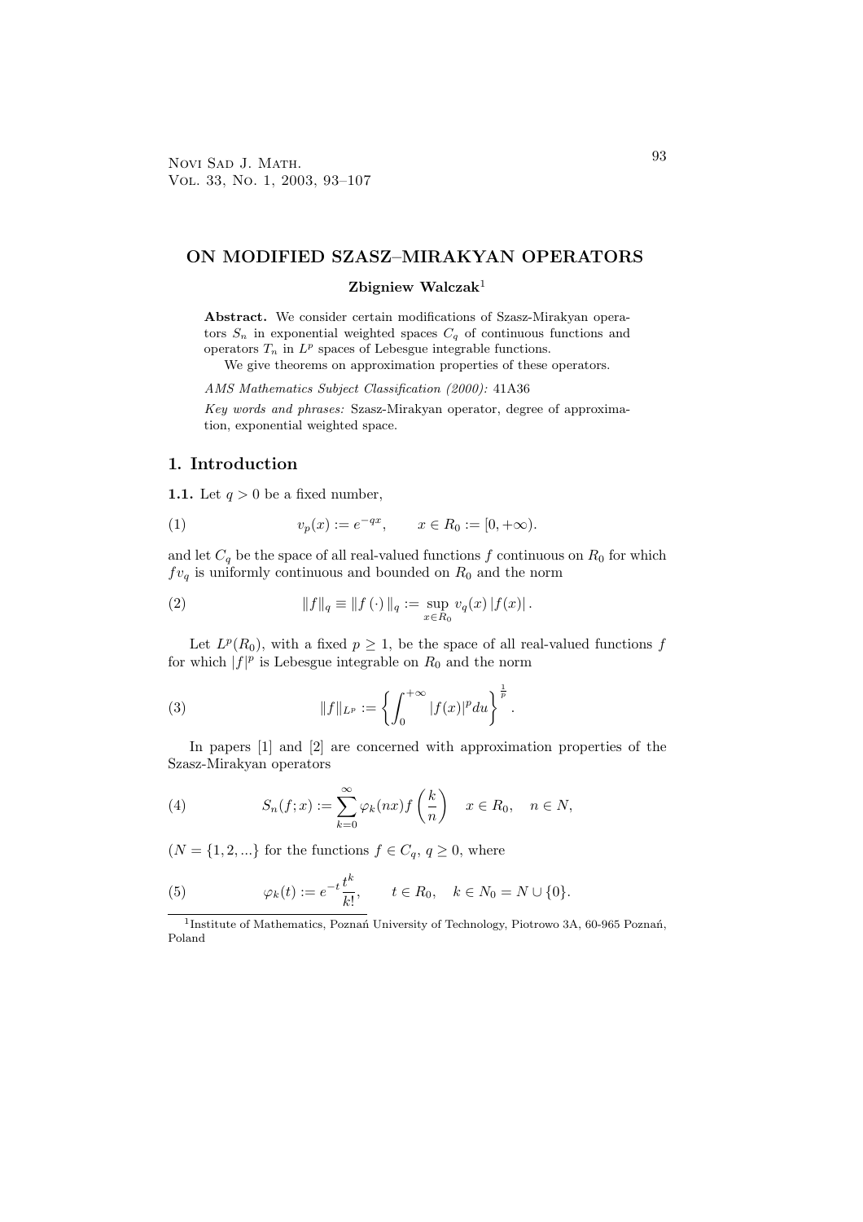# ON MODIFIED SZASZ–MIRAKYAN OPERATORS

**Zbigniew Walczak**[1]

**Abstract.** We consider certain modifications of Szasz-Mirakyan operators $S_n$ in exponential weighted spaces $C_q$ of continuous functions and operators $T_n$ in $L^p$ spaces of Lebesgue integrable functions.

We give theorems on approximation properties of these operators.

*AMS Mathematics Subject Classification (2000):* 41A36

*Key words and phrases:* Szasz-Mirakyan operator, degree of approximation, exponential weighted space.

## 1. Introduction

**1.1.** Let $q > 0$ be a fixed number,

$$v_p(x) := e^{-qx}, \qquad x \in R_0 := [0, +\infty). \tag{1}$$

and let $C_q$ be the space of all real-valued functions $f$ continuous on $R_0$ for which $fv_q$ is uniformly continuous and bounded on $R_0$ and the norm

$$\|f\|_q \equiv \|f(\cdot)\|_q := \sup_{x \in R_0} v_q(x) |f(x)|. \tag{2}$$

Let $L^p(R_0)$, with a fixed $p \geq 1$, be the space of all real-valued functions $f$ for which $|f|^p$ is Lebesgue integrable on $R_0$ and the norm

$$\|f\|_{L^p} := \left\{ \int_0^{+\infty} |f(x)|^p du \right\}^{\frac{1}{p}}. \tag{3}$$

In papers [1] and [2] are concerned with approximation properties of the Szasz-Mirakyan operators

$$S_n(f; x) := \sum_{k=0}^{\infty} \varphi_k(nx) f\left(\frac{k}{n}\right) \quad x \in R_0, \quad n \in N, \tag{4}$$

($N = \{1, 2, ...\}$ for the functions $f \in C_q$, $q \geq 0$, where

$$\varphi_k(t) := e^{-t} \frac{t^k}{k!}, \qquad t \in R_0, \quad k \in N_0 = N \cup \{0\}. \tag{5}$$

[1] Institute of Mathematics, Poznań University of Technology, Piotrowo 3A, 60-965 Poznań, Poland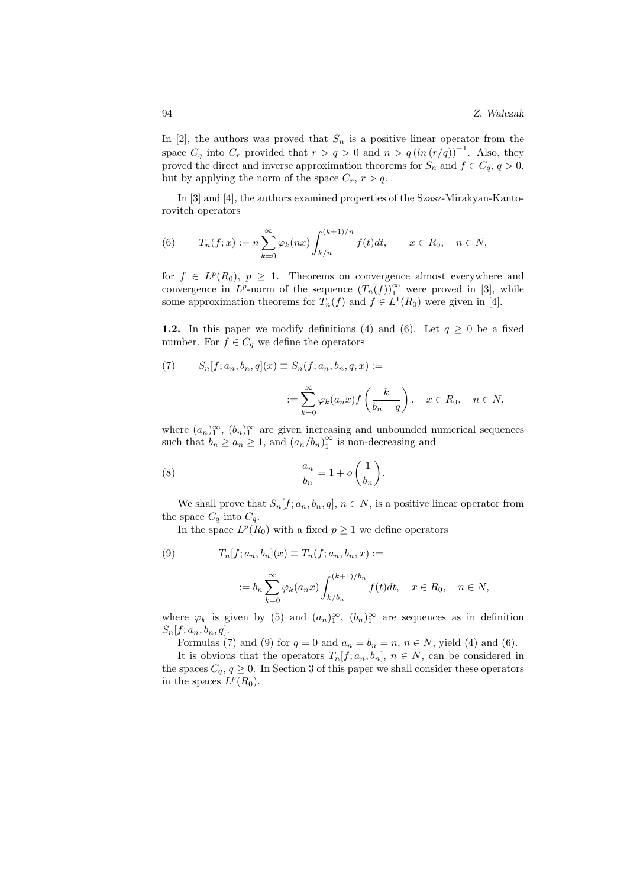In [2], the authors was proved that $S_n$ is a positive linear operator from the space $C_q$ into $C_r$ provided that $r > q > 0$ and $n > q\,(\ln(r/q))^{-1}$. Also, they proved the direct and inverse approximation theorems for $S_n$ and $f \in C_q$, $q > 0$, but by applying the norm of the space $C_r$, $r > q$.

In [3] and [4], the authors examined properties of the Szasz-Mirakyan-Kantorovitch operators

$$T_n(f;x) := n\sum_{k=0}^{\infty}\varphi_k(nx)\int_{k/n}^{(k+1)/n} f(t)dt, \qquad x \in R_0, \quad n \in N, \tag{6}$$

for $f \in L^p(R_0)$, $p \geq 1$. Theorems on convergence almost everywhere and convergence in $L^p$-norm of the sequence $(T_n(f))_1^{\infty}$ were proved in [3], while some approximation theorems for $T_n(f)$ and $f \in L^1(R_0)$ were given in [4].

**1.2.** In this paper we modify definitions (4) and (6). Let $q \geq 0$ be a fixed number. For $f \in C_q$ we define the operators

$$S_n[f;a_n,b_n,q](x) \equiv S_n(f;a_n,b_n,q,x) := \tag{7}$$

$$:= \sum_{k=0}^{\infty}\varphi_k(a_n x) f\left(\frac{k}{b_n+q}\right), \quad x \in R_0, \quad n \in N,$$

where $(a_n)_1^{\infty}$, $(b_n)_1^{\infty}$ are given increasing and unbounded numerical sequences such that $b_n \geq a_n \geq 1$, and $(a_n/b_n)_1^{\infty}$ is non-decreasing and

$$\frac{a_n}{b_n} = 1 + o\left(\frac{1}{b_n}\right). \tag{8}$$

We shall prove that $S_n[f;a_n,b_n,q]$, $n \in N$, is a positive linear operator from the space $C_q$ into $C_q$.

In the space $L^p(R_0)$ with a fixed $p \geq 1$ we define operators

$$T_n[f;a_n,b_n](x) \equiv T_n(f;a_n,b_n,x) := \tag{9}$$

$$:= b_n\sum_{k=0}^{\infty}\varphi_k(a_n x)\int_{k/b_n}^{(k+1)/b_n} f(t)dt, \quad x \in R_0, \quad n \in N,$$

where $\varphi_k$ is given by (5) and $(a_n)_1^{\infty}$, $(b_n)_1^{\infty}$ are sequences as in definition $S_n[f;a_n,b_n,q]$.

Formulas (7) and (9) for $q = 0$ and $a_n = b_n = n$, $n \in N$, yield (4) and (6).

It is obvious that the operators $T_n[f;a_n,b_n]$, $n \in N$, can be considered in the spaces $C_q$, $q \geq 0$. In Section 3 of this paper we shall consider these operators in the spaces $L^p(R_0)$.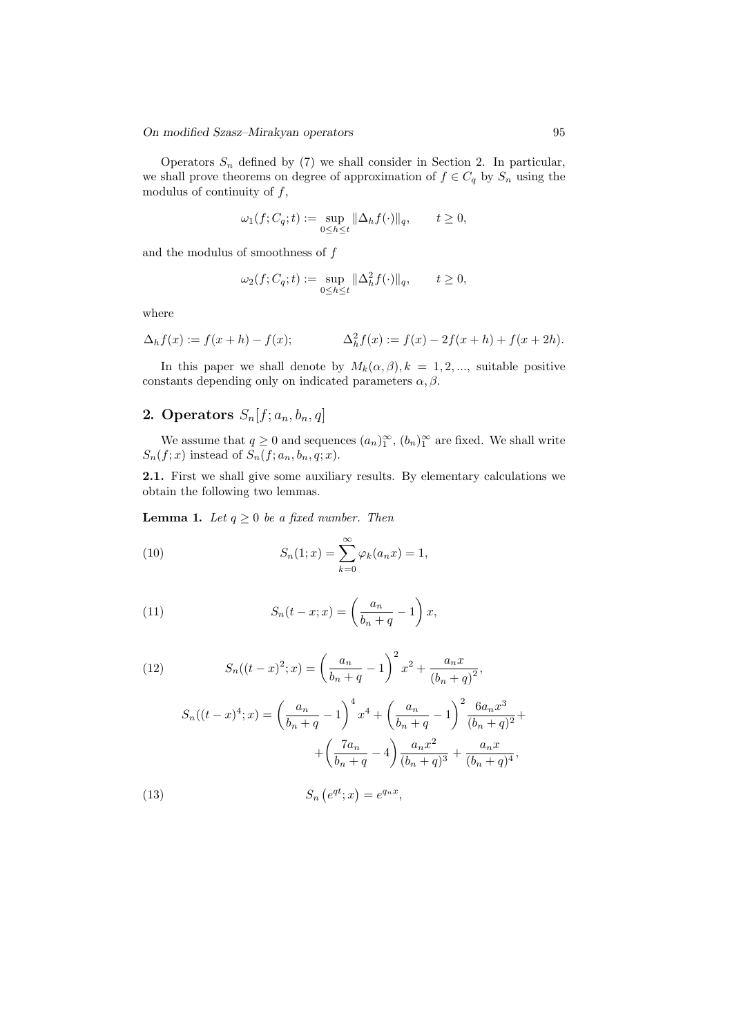Operators $S_n$ defined by (7) we shall consider in Section 2. In particular, we shall prove theorems on degree of approximation of $f \in C_q$ by $S_n$ using the modulus of continuity of $f$,

$$\omega_1(f; C_q; t) := \sup_{0 \le h \le t} \|\Delta_h f(\cdot)\|_q, \qquad t \ge 0,$$

and the modulus of smoothness of $f$

$$\omega_2(f; C_q; t) := \sup_{0 \le h \le t} \|\Delta_h^2 f(\cdot)\|_q, \qquad t \ge 0,$$

where

$$\Delta_h f(x) := f(x+h) - f(x); \qquad \Delta_h^2 f(x) := f(x) - 2f(x+h) + f(x+2h).$$

In this paper we shall denote by $M_k(\alpha, \beta), k = 1, 2, ...,$ suitable positive constants depending only on indicated parameters $\alpha, \beta$.

## 2. Operators $S_n[f; a_n, b_n, q]$

We assume that $q \ge 0$ and sequences $(a_n)_1^\infty$, $(b_n)_1^\infty$ are fixed. We shall write $S_n(f; x)$ instead of $S_n(f; a_n, b_n, q; x)$.

**2.1.** First we shall give some auxiliary results. By elementary calculations we obtain the following two lemmas.

**Lemma 1.** *Let $q \ge 0$ be a fixed number. Then*

$$S_n(1; x) = \sum_{k=0}^{\infty} \varphi_k(a_n x) = 1, \tag{10}$$

$$S_n(t - x; x) = \left(\frac{a_n}{b_n + q} - 1\right) x, \tag{11}$$

$$S_n((t-x)^2; x) = \left(\frac{a_n}{b_n + q} - 1\right)^2 x^2 + \frac{a_n x}{(b_n + q)^2}, \tag{12}$$

$$S_n((t-x)^4; x) = \left(\frac{a_n}{b_n + q} - 1\right)^4 x^4 + \left(\frac{a_n}{b_n + q} - 1\right)^2 \frac{6 a_n x^3}{(b_n + q)^2} + \\ + \left(\frac{7a_n}{b_n + q} - 4\right) \frac{a_n x^2}{(b_n + q)^3} + \frac{a_n x}{(b_n + q)^4},$$

$$S_n\left(e^{qt}; x\right) = e^{q_n x}, \tag{13}$$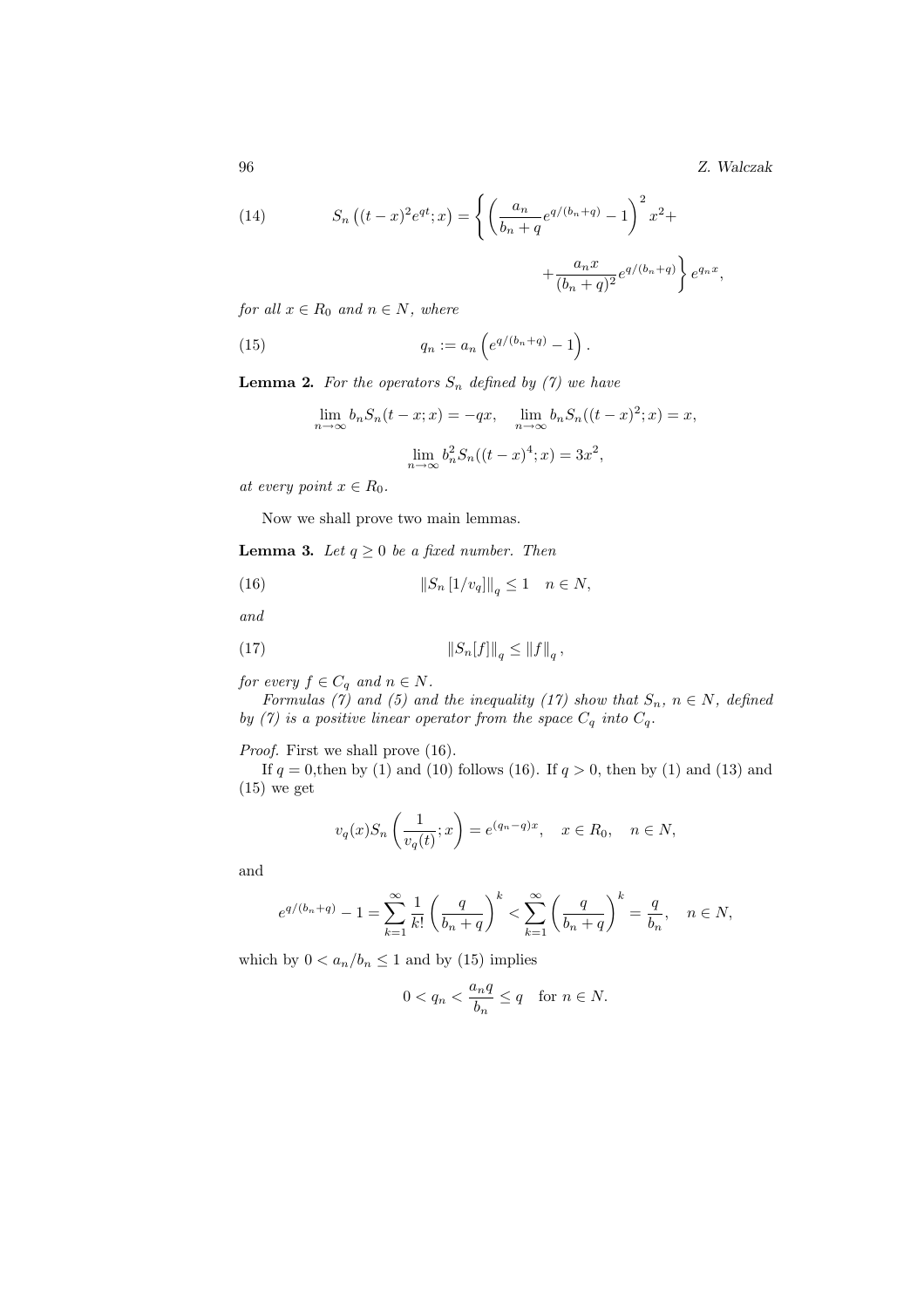$$S_n\left((t-x)^2 e^{qt};x\right) = \left\{ \left(\frac{a_n}{b_n+q}e^{q/(b_n+q)}-1\right)^2 x^2 + \right. \tag{14}$$

$$\left. + \frac{a_n x}{(b_n+q)^2}e^{q/(b_n+q)} \right\} e^{q_n x},$$

*for all* $x \in R_0$ *and* $n \in N$*, where*

$$q_n := a_n\left(e^{q/(b_n+q)}-1\right). \tag{15}$$

**Lemma 2.** *For the operators* $S_n$ *defined by (7) we have*

$$\lim_{n\to\infty} b_n S_n(t-x;x) = -qx, \quad \lim_{n\to\infty} b_n S_n((t-x)^2;x) = x,$$

$$\lim_{n\to\infty} b_n^2 S_n((t-x)^4;x) = 3x^2,$$

*at every point* $x \in R_0$.

Now we shall prove two main lemmas.

**Lemma 3.** *Let* $q \geq 0$ *be a fixed number. Then*

$$\left\|S_n\left[1/v_q\right]\right\|_q \leq 1 \quad n \in N, \tag{16}$$

*and*

$$\|S_n[f]\|_q \leq \|f\|_q\,, \tag{17}$$

*for every* $f \in C_q$ *and* $n \in N$.

*Formulas (7) and (5) and the inequality (17) show that* $S_n$, $n \in N$*, defined by (7) is a positive linear operator from the space* $C_q$ *into* $C_q$.

*Proof.* First we shall prove (16).

If $q = 0$,then by (1) and (10) follows (16). If $q > 0$, then by (1) and (13) and (15) we get

$$v_q(x) S_n\left(\frac{1}{v_q(t)};x\right) = e^{(q_n-q)x}, \quad x \in R_0, \quad n \in N,$$

and

$$e^{q/(b_n+q)} - 1 = \sum_{k=1}^{\infty} \frac{1}{k!}\left(\frac{q}{b_n+q}\right)^k < \sum_{k=1}^{\infty}\left(\frac{q}{b_n+q}\right)^k = \frac{q}{b_n}, \quad n \in N,$$

which by $0 < a_n/b_n \leq 1$ and by (15) implies

$$0 < q_n < \frac{a_n q}{b_n} \leq q \quad \text{for } n \in N.$$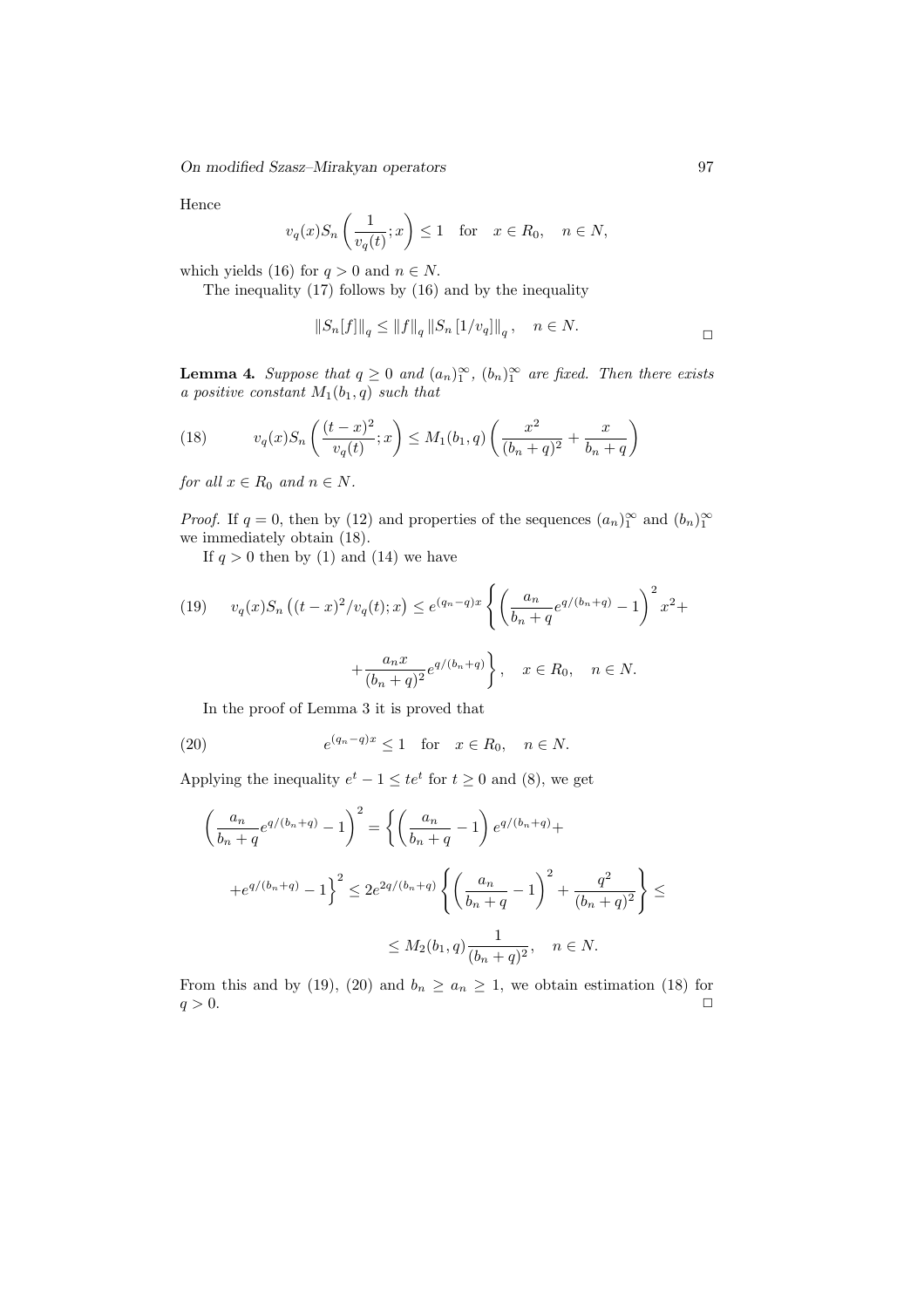Hence

$$v_q(x) S_n\left(\frac{1}{v_q(t)}; x\right) \leq 1 \quad \text{for} \quad x \in R_0, \quad n \in N,$$

which yields (16) for $q > 0$ and $n \in N$.

The inequality (17) follows by (16) and by the inequality

$$\|S_n[f]\|_q \leq \|f\|_q \|S_n[1/v_q]\|_q, \quad n \in N. \qquad \square$$

**Lemma 4.** *Suppose that $q \geq 0$ and $(a_n)_1^\infty$, $(b_n)_1^\infty$ are fixed. Then there exists a positive constant $M_1(b_1, q)$ such that*

$$v_q(x) S_n\left(\frac{(t-x)^2}{v_q(t)}; x\right) \leq M_1(b_1, q)\left(\frac{x^2}{(b_n+q)^2} + \frac{x}{b_n+q}\right) \tag{18}$$

*for all $x \in R_0$ and $n \in N$.*

*Proof.* If $q = 0$, then by (12) and properties of the sequences $(a_n)_1^\infty$ and $(b_n)_1^\infty$ we immediately obtain (18).

If $q > 0$ then by (1) and (14) we have

$$v_q(x) S_n\left((t-x)^2/v_q(t); x\right) \leq e^{(q_n - q)x}\left\{\left(\frac{a_n}{b_n+q} e^{q/(b_n+q)} - 1\right)^2 x^2 + \right. \tag{19}$$

$$\left. + \frac{a_n x}{(b_n+q)^2} e^{q/(b_n+q)}\right\}, \quad x \in R_0, \quad n \in N.$$

In the proof of Lemma 3 it is proved that

$$e^{(q_n - q)x} \leq 1 \quad \text{for} \quad x \in R_0, \quad n \in N. \tag{20}$$

Applying the inequality $e^t - 1 \leq te^t$ for $t \geq 0$ and (8), we get

$$\left(\frac{a_n}{b_n+q} e^{q/(b_n+q)} - 1\right)^2 = \left\{\left(\frac{a_n}{b_n+q} - 1\right) e^{q/(b_n+q)} + \right.$$

$$\left. + e^{q/(b_n+q)} - 1\right\}^2 \leq 2e^{2q/(b_n+q)}\left\{\left(\frac{a_n}{b_n+q} - 1\right)^2 + \frac{q^2}{(b_n+q)^2}\right\} \leq$$

$$\leq M_2(b_1, q) \frac{1}{(b_n+q)^2}, \quad n \in N.$$

From this and by (19), (20) and $b_n \geq a_n \geq 1$, we obtain estimation (18) for $q > 0$. $\square$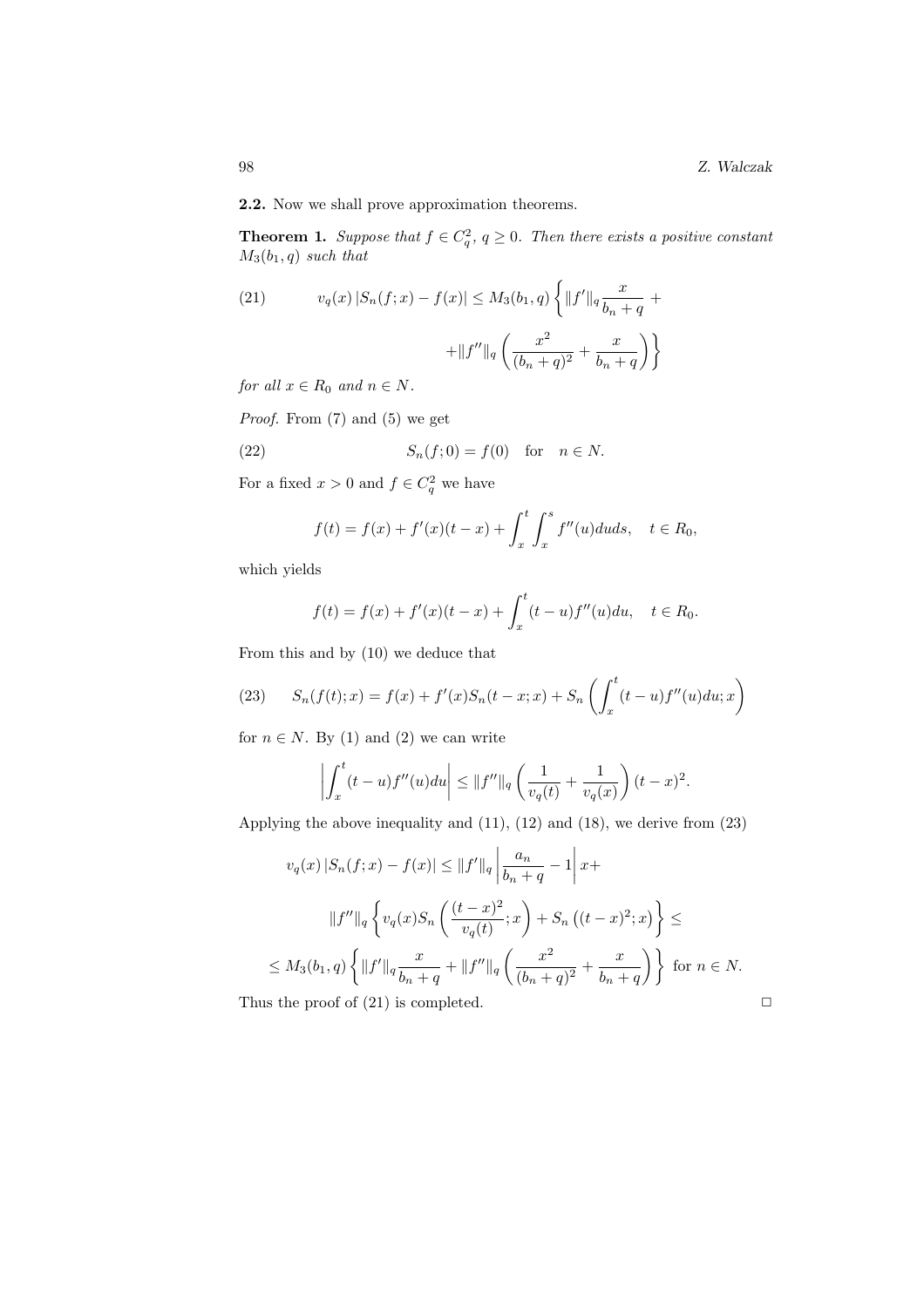**2.2.** Now we shall prove approximation theorems.

**Theorem 1.** *Suppose that $f \in C_q^2$, $q \geq 0$. Then there exists a positive constant $M_3(b_1, q)$ such that*

$$
(21) \qquad v_q(x)\left|S_n(f;x) - f(x)\right| \leq M_3(b_1,q)\left\{\|f'\|_q \frac{x}{b_n+q} + \|f''\|_q\left(\frac{x^2}{(b_n+q)^2} + \frac{x}{b_n+q}\right)\right\}
$$

*for all $x \in R_0$ and $n \in N$.*

*Proof.* From (7) and (5) we get

$$
(22) \qquad S_n(f;0) = f(0) \quad \text{for} \quad n \in N.
$$

For a fixed $x > 0$ and $f \in C_q^2$ we have

$$
f(t) = f(x) + f'(x)(t-x) + \int_x^t \int_x^s f''(u)\,du\,ds, \quad t \in R_0,
$$

which yields

$$
f(t) = f(x) + f'(x)(t-x) + \int_x^t (t-u) f''(u)\,du, \quad t \in R_0.
$$

From this and by (10) we deduce that

$$
(23) \qquad S_n(f(t);x) = f(x) + f'(x) S_n(t-x;x) + S_n\left(\int_x^t (t-u) f''(u)\,du; x\right)
$$

for $n \in N$. By (1) and (2) we can write

$$
\left|\int_x^t (t-u) f''(u)\,du\right| \leq \|f''\|_q \left(\frac{1}{v_q(t)} + \frac{1}{v_q(x)}\right)(t-x)^2.
$$

Applying the above inequality and (11), (12) and (18), we derive from (23)

$$
\begin{aligned}
v_q(x)\left|S_n(f;x) - f(x)\right| &\leq \|f'\|_q \left|\frac{a_n}{b_n+q} - 1\right| x + \\
&\|f''\|_q \left\{ v_q(x) S_n\left(\frac{(t-x)^2}{v_q(t)}; x\right) + S_n\left((t-x)^2; x\right)\right\} \leq \\
&\leq M_3(b_1,q)\left\{\|f'\|_q \frac{x}{b_n+q} + \|f''\|_q \left(\frac{x^2}{(b_n+q)^2} + \frac{x}{b_n+q}\right)\right\} \text{ for } n \in N.
\end{aligned}
$$

Thus the proof of (21) is completed. □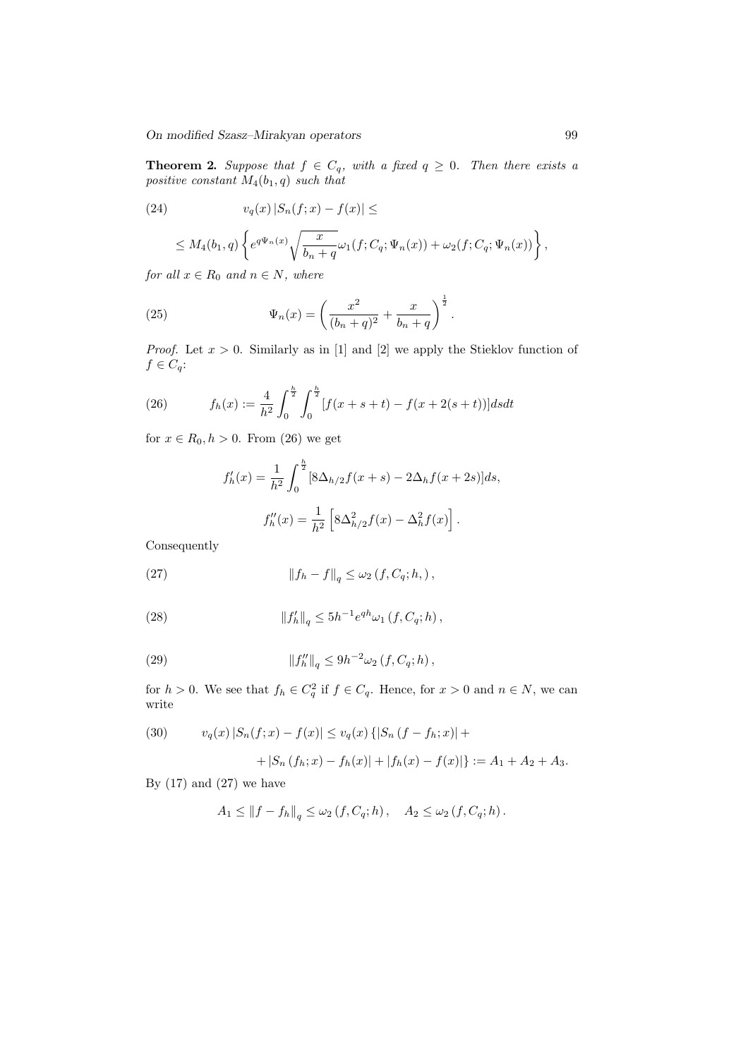**Theorem 2.** *Suppose that $f \in C_q$, with a fixed $q \geq 0$. Then there exists a positive constant $M_4(b_1, q)$ such that*

$$v_q(x)\,|S_n(f;x) - f(x)| \leq \tag{24}$$

$$\leq M_4(b_1,q)\left\{ e^{q\Psi_n(x)}\sqrt{\frac{x}{b_n+q}}\,\omega_1(f;C_q;\Psi_n(x)) + \omega_2(f;C_q;\Psi_n(x))\right\},$$

*for all $x \in R_0$ and $n \in N$, where*

$$\Psi_n(x) = \left(\frac{x^2}{(b_n+q)^2} + \frac{x}{b_n+q}\right)^{\frac{1}{2}}. \tag{25}$$

*Proof.* Let $x > 0$. Similarly as in [1] and [2] we apply the Stieklov function of $f \in C_q$:

$$f_h(x) := \frac{4}{h^2}\int_0^{\frac{h}{2}}\int_0^{\frac{h}{2}} [f(x+s+t) - f(x+2(s+t))]dsdt \tag{26}$$

for $x \in R_0, h > 0$. From (26) we get

$$f_h'(x) = \frac{1}{h^2}\int_0^{\frac{h}{2}}[8\Delta_{h/2}f(x+s) - 2\Delta_h f(x+2s)]ds,$$

$$f_h''(x) = \frac{1}{h^2}\left[8\Delta_{h/2}^2 f(x) - \Delta_h^2 f(x)\right].$$

Consequently

$$\|f_h - f\|_q \leq \omega_2\left(f, C_q; h,\right), \tag{27}$$

$$\|f_h'\|_q \leq 5h^{-1}e^{qh}\omega_1\left(f, C_q; h\right), \tag{28}$$

$$\|f_h''\|_q \leq 9h^{-2}\omega_2\left(f, C_q; h\right), \tag{29}$$

for $h > 0$. We see that $f_h \in C_q^2$ if $f \in C_q$. Hence, for $x > 0$ and $n \in N$, we can write

$$v_q(x)\,|S_n(f;x) - f(x)| \leq v_q(x)\left\{|S_n\left(f - f_h; x\right)| + \right. \tag{30}$$

$$\left. + |S_n\left(f_h; x\right) - f_h(x)| + |f_h(x) - f(x)|\right\} := A_1 + A_2 + A_3.$$

By (17) and (27) we have

$$A_1 \leq \|f - f_h\|_q \leq \omega_2\left(f, C_q; h\right), \quad A_2 \leq \omega_2\left(f, C_q; h\right).$$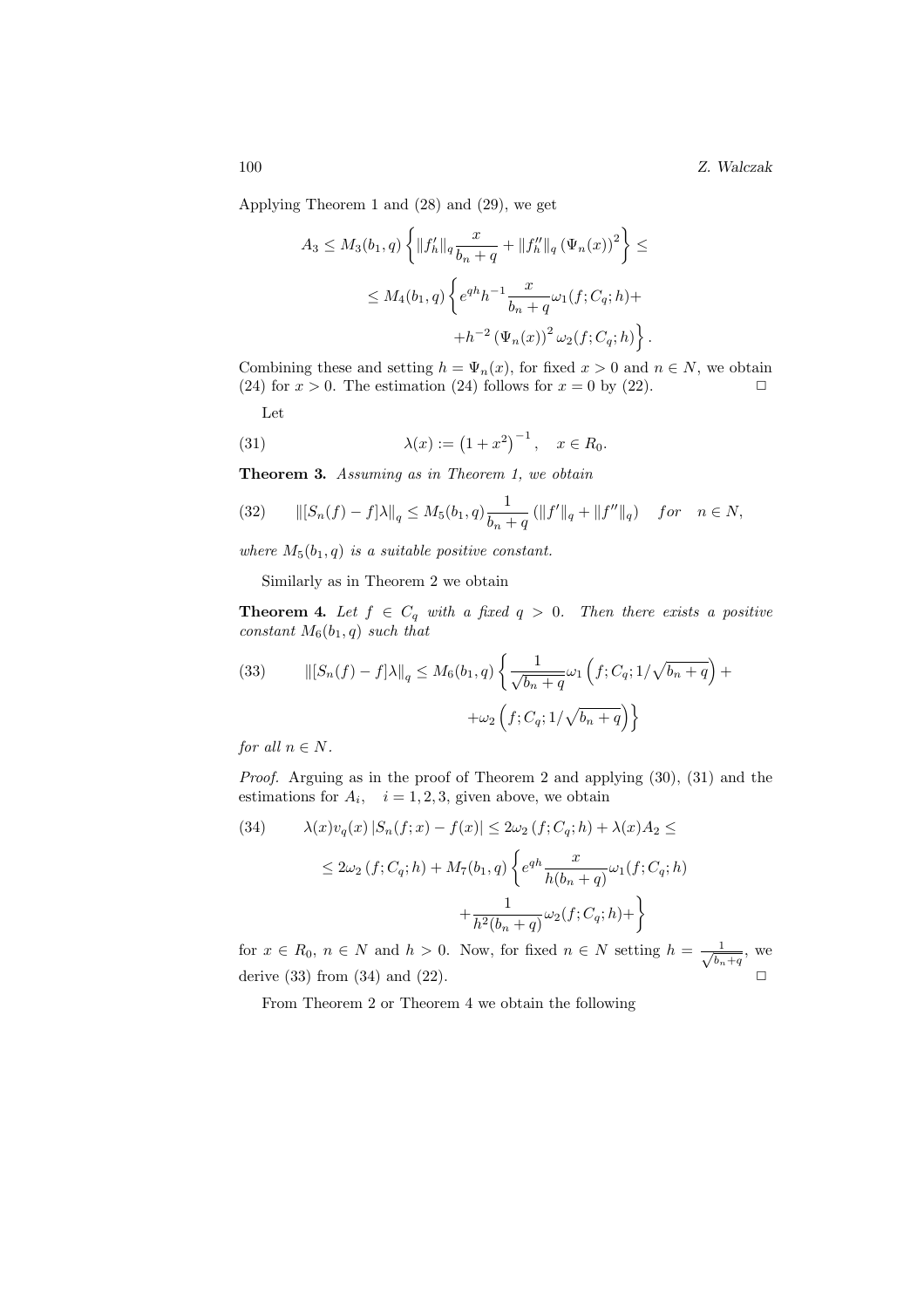Applying Theorem 1 and (28) and (29), we get

$$A_3 \leq M_3(b_1,q)\left\{\|f_h'\|_q \frac{x}{b_n+q} + \|f_h''\|_q \left(\Psi_n(x)\right)^2\right\} \leq$$

$$\leq M_4(b_1,q)\left\{e^{qh}h^{-1}\frac{x}{b_n+q}\omega_1(f;C_q;h) + \right.$$

$$\left. + h^{-2}\left(\Psi_n(x)\right)^2 \omega_2(f;C_q;h)\right\}.$$

Combining these and setting $h = \Psi_n(x)$, for fixed $x > 0$ and $n \in N$, we obtain (24) for $x > 0$. The estimation (24) follows for $x = 0$ by (22). □

Let

$$\lambda(x) := \left(1+x^2\right)^{-1}, \quad x \in R_0. \tag{31}$$

**Theorem 3.** *Assuming as in Theorem 1, we obtain*

$$\|[S_n(f) - f]\lambda\|_q \leq M_5(b_1,q)\frac{1}{b_n+q}\left(\|f'\|_q + \|f''\|_q\right) \quad for \quad n \in N, \tag{32}$$

*where $M_5(b_1,q)$ is a suitable positive constant.*

Similarly as in Theorem 2 we obtain

**Theorem 4.** *Let $f \in C_q$ with a fixed $q > 0$. Then there exists a positive constant $M_6(b_1,q)$ such that*

$$\|[S_n(f) - f]\lambda\|_q \leq M_6(b_1,q)\left\{\frac{1}{\sqrt{b_n+q}}\omega_1\left(f;C_q;1/\sqrt{b_n+q}\right) + \right. \tag{33}$$

$$\left. + \omega_2\left(f;C_q;1/\sqrt{b_n+q}\right)\right\}$$

*for all $n \in N$.*

*Proof.* Arguing as in the proof of Theorem 2 and applying (30), (31) and the estimations for $A_i$, $\quad i = 1,2,3$, given above, we obtain

$$\lambda(x)v_q(x)\left|S_n(f;x) - f(x)\right| \leq 2\omega_2\left(f;C_q;h\right) + \lambda(x)A_2 \leq \tag{34}$$

$$\leq 2\omega_2\left(f;C_q;h\right) + M_7(b_1,q)\left\{e^{qh}\frac{x}{h(b_n+q)}\omega_1(f;C_q;h)\right.$$

$$\left. + \frac{1}{h^2(b_n+q)}\omega_2(f;C_q;h) + \right\}$$

for $x \in R_0$, $n \in N$ and $h > 0$. Now, for fixed $n \in N$ setting $h = \frac{1}{\sqrt{b_n+q}}$, we derive (33) from (34) and (22). □

From Theorem 2 or Theorem 4 we obtain the following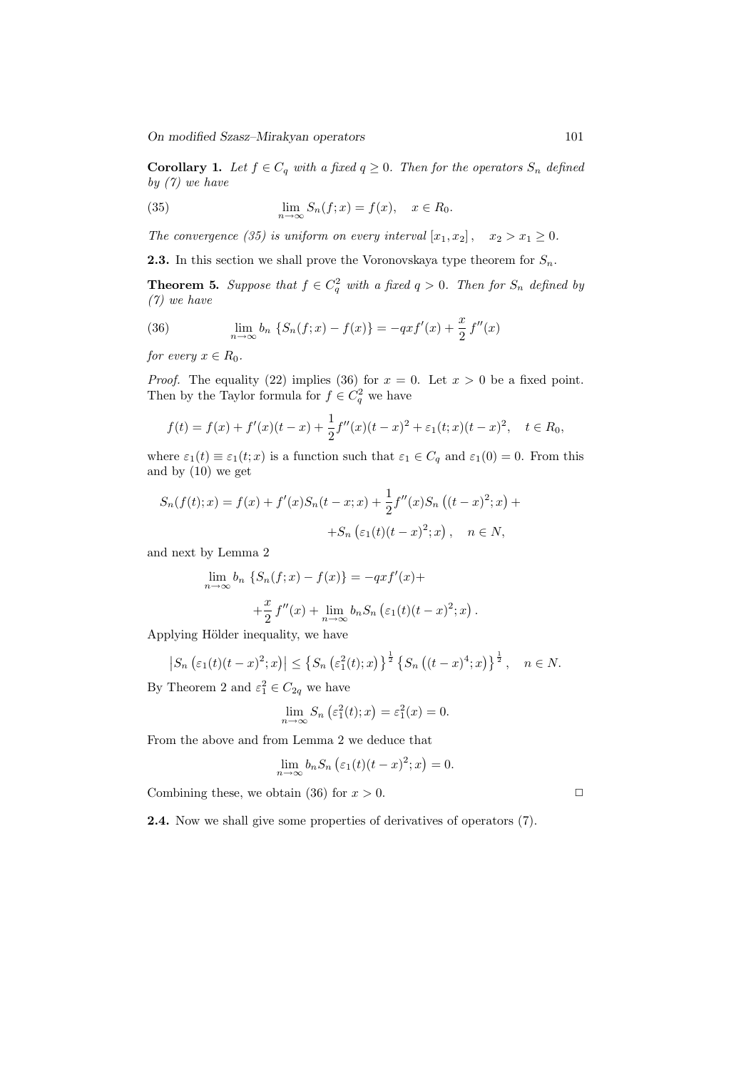**Corollary 1.** *Let $f \in C_q$ with a fixed $q \geq 0$. Then for the operators $S_n$ defined by (7) we have*

$$\lim_{n\to\infty} S_n(f;x) = f(x), \quad x \in R_0. \tag{35}$$

*The convergence (35) is uniform on every interval $[x_1, x_2]$, $\quad x_2 > x_1 \geq 0$.*

**2.3.** In this section we shall prove the Voronovskaya type theorem for $S_n$.

**Theorem 5.** *Suppose that $f \in C_q^2$ with a fixed $q > 0$. Then for $S_n$ defined by (7) we have*

$$\lim_{n\to\infty} b_n \left\{S_n(f;x) - f(x)\right\} = -qxf'(x) + \frac{x}{2}\, f''(x) \tag{36}$$

*for every $x \in R_0$.*

*Proof.* The equality (22) implies (36) for $x = 0$. Let $x > 0$ be a fixed point. Then by the Taylor formula for $f \in C_q^2$ we have

$$f(t) = f(x) + f'(x)(t-x) + \frac{1}{2}f''(x)(t-x)^2 + \varepsilon_1(t;x)(t-x)^2, \quad t \in R_0,$$

where $\varepsilon_1(t) \equiv \varepsilon_1(t;x)$ is a function such that $\varepsilon_1 \in C_q$ and $\varepsilon_1(0) = 0$. From this and by (10) we get

$$S_n(f(t);x) = f(x) + f'(x)S_n(t-x;x) + \frac{1}{2}f''(x)S_n\left((t-x)^2;x\right) + $$
$$+ S_n\left(\varepsilon_1(t)(t-x)^2;x\right), \quad n \in N,$$

and next by Lemma 2

$$\lim_{n\to\infty} b_n \left\{S_n(f;x) - f(x)\right\} = -qxf'(x) +$$
$$+ \frac{x}{2}\, f''(x) + \lim_{n\to\infty} b_n S_n\left(\varepsilon_1(t)(t-x)^2;x\right).$$

Applying Hölder inequality, we have

$$\left|S_n\left(\varepsilon_1(t)(t-x)^2;x\right)\right| \leq \left\{S_n\left(\varepsilon_1^2(t);x\right)\right\}^{\frac{1}{2}} \left\{S_n\left((t-x)^4;x\right)\right\}^{\frac{1}{2}}, \quad n \in N.$$

By Theorem 2 and $\varepsilon_1^2 \in C_{2q}$ we have

$$\lim_{n\to\infty} S_n\left(\varepsilon_1^2(t);x\right) = \varepsilon_1^2(x) = 0.$$

From the above and from Lemma 2 we deduce that

$$\lim_{n\to\infty} b_n S_n\left(\varepsilon_1(t)(t-x)^2;x\right) = 0.$$

Combining these, we obtain (36) for $x > 0$. $\square$

**2.4.** Now we shall give some properties of derivatives of operators (7).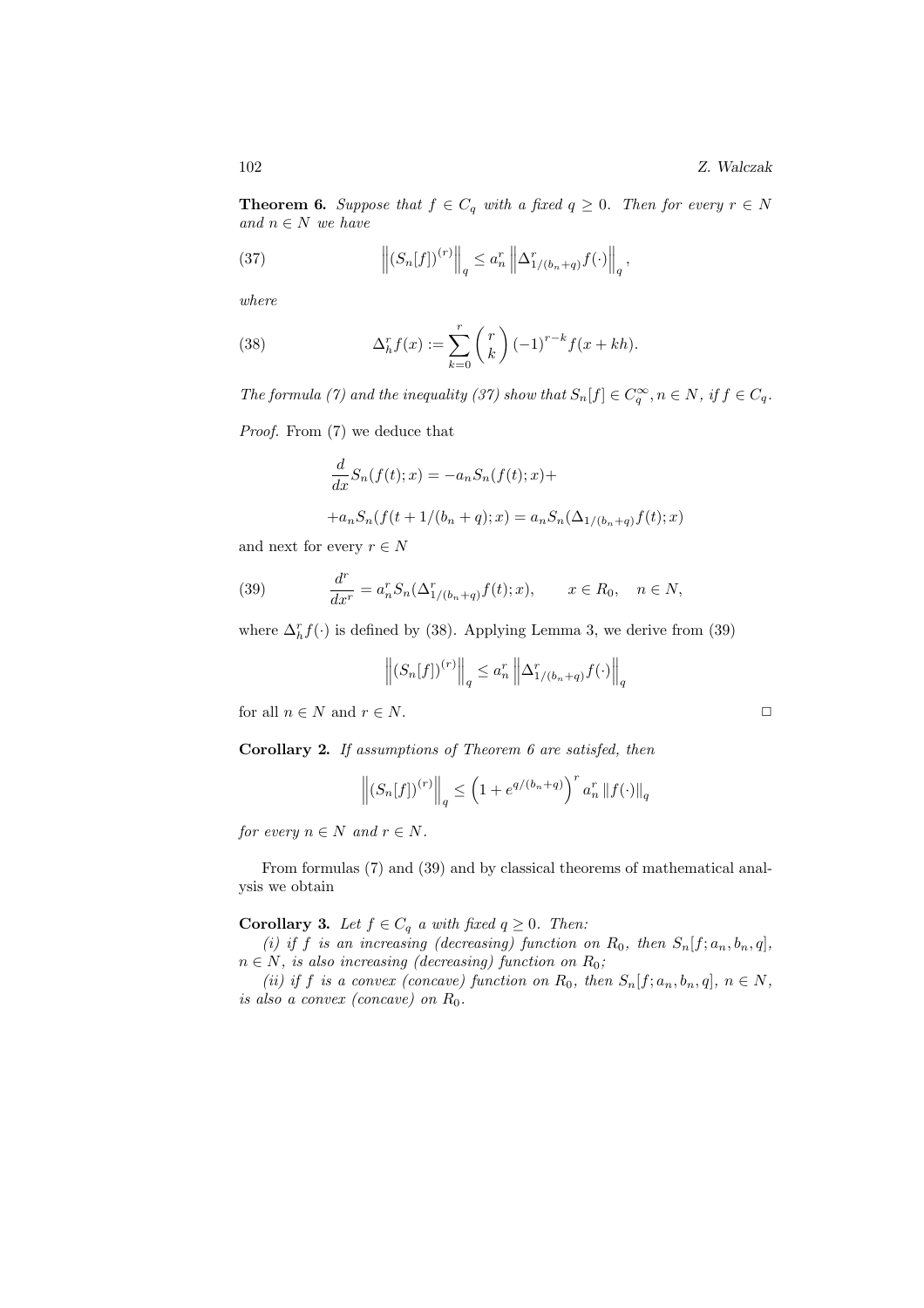**Theorem 6.** *Suppose that $f \in C_q$ with a fixed $q \geq 0$. Then for every $r \in N$ and $n \in N$ we have*

$$\left\| (S_n[f])^{(r)} \right\|_q \leq a_n^r \left\| \Delta^r_{1/(b_n+q)} f(\cdot) \right\|_q, \tag{37}$$

*where*

$$\Delta^r_h f(x) := \sum_{k=0}^{r} \binom{r}{k} (-1)^{r-k} f(x+kh). \tag{38}$$

*The formula (7) and the inequality (37) show that $S_n[f] \in C_q^\infty$, $n \in N$, if $f \in C_q$.*

*Proof.* From (7) we deduce that

$$\frac{d}{dx} S_n(f(t);x) = -a_n S_n(f(t);x) +$$

$$+ a_n S_n(f(t+1/(b_n+q));x) = a_n S_n(\Delta_{1/(b_n+q)} f(t);x)$$

and next for every $r \in N$

$$\frac{d^r}{dx^r} = a_n^r S_n(\Delta^r_{1/(b_n+q)} f(t);x), \qquad x \in R_0, \quad n \in N, \tag{39}$$

where $\Delta^r_h f(\cdot)$ is defined by (38). Applying Lemma 3, we derive from (39)

$$\left\| (S_n[f])^{(r)} \right\|_q \leq a_n^r \left\| \Delta^r_{1/(b_n+q)} f(\cdot) \right\|_q$$

for all $n \in N$ and $r \in N$. ◻

**Corollary 2.** *If assumptions of Theorem 6 are satisfed, then*

$$\left\| (S_n[f])^{(r)} \right\|_q \leq \left(1 + e^{q/(b_n+q)}\right)^r a_n^r \left\| f(\cdot) \right\|_q$$

*for every $n \in N$ and $r \in N$.*

From formulas (7) and (39) and by classical theorems of mathematical analysis we obtain

**Corollary 3.** *Let $f \in C_q$ a with fixed $q \geq 0$. Then:*

*(i) if $f$ is an increasing (decreasing) function on $R_0$, then $S_n[f; a_n, b_n, q]$, $n \in N$, is also increasing (decreasing) function on $R_0$;*

*(ii) if $f$ is a convex (concave) function on $R_0$, then $S_n[f; a_n, b_n, q]$, $n \in N$, is also a convex (concave) on $R_0$.*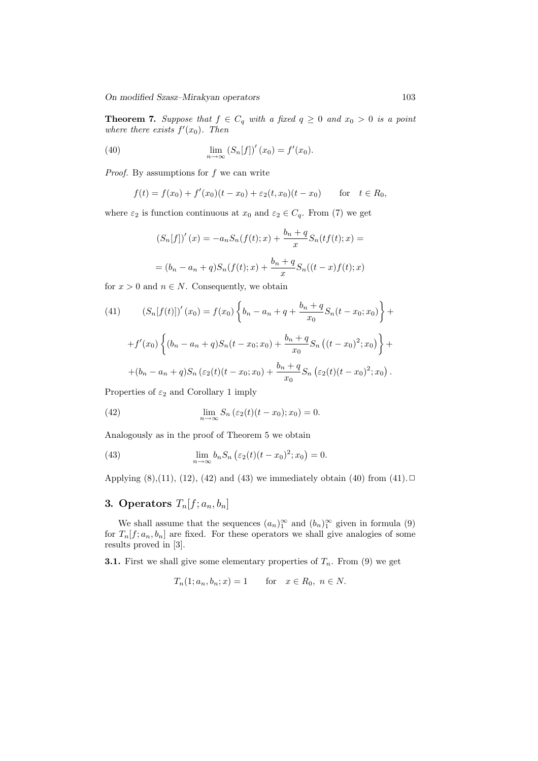**Theorem 7.** *Suppose that $f \in C_q$ with a fixed $q \geq 0$ and $x_0 > 0$ is a point where there exists $f'(x_0)$. Then*

$$\lim_{n\to\infty} \left(S_n[f]\right)'(x_0) = f'(x_0). \tag{40}$$

*Proof.* By assumptions for $f$ we can write

$$f(t) = f(x_0) + f'(x_0)(t - x_0) + \varepsilon_2(t, x_0)(t - x_0) \qquad \text{for} \quad t \in R_0,$$

where $\varepsilon_2$ is function continuous at $x_0$ and $\varepsilon_2 \in C_q$. From (7) we get

$$\left(S_n[f]\right)'(x) = -a_n S_n(f(t); x) + \frac{b_n + q}{x} S_n(tf(t); x) =$$

$$= (b_n - a_n + q) S_n(f(t); x) + \frac{b_n + q}{x} S_n((t - x)f(t); x)$$

for $x > 0$ and $n \in N$. Consequently, we obtain

$$\left(S_n[f(t)]\right)'(x_0) = f(x_0) \left\{ b_n - a_n + q + \frac{b_n + q}{x_0} S_n(t - x_0; x_0) \right\} + \tag{41}$$

$$+ f'(x_0) \left\{ (b_n - a_n + q) S_n(t - x_0; x_0) + \frac{b_n + q}{x_0} S_n\left((t - x_0)^2; x_0\right) \right\} +$$

$$+ (b_n - a_n + q) S_n\left(\varepsilon_2(t)(t - x_0; x_0\right) + \frac{b_n + q}{x_0} S_n\left(\varepsilon_2(t)(t - x_0)^2; x_0\right).$$

Properties of $\varepsilon_2$ and Corollary 1 imply

$$\lim_{n\to\infty} S_n\left(\varepsilon_2(t)(t - x_0); x_0\right) = 0. \tag{42}$$

Analogously as in the proof of Theorem 5 we obtain

$$\lim_{n\to\infty} b_n S_n\left(\varepsilon_2(t)(t - x_0)^2; x_0\right) = 0. \tag{43}$$

Applying (8),(11), (12), (42) and (43) we immediately obtain (40) from (41). □

## 3. Operators $T_n[f; a_n, b_n]$

We shall assume that the sequences $(a_n)_1^\infty$ and $(b_n)_1^\infty$ given in formula (9) for $T_n[f; a_n, b_n]$ are fixed. For these operators we shall give analogies of some results proved in [3].

**3.1.** First we shall give some elementary properties of $T_n$. From (9) we get

$$T_n(1; a_n, b_n; x) = 1 \qquad \text{for} \quad x \in R_0, \ n \in N.$$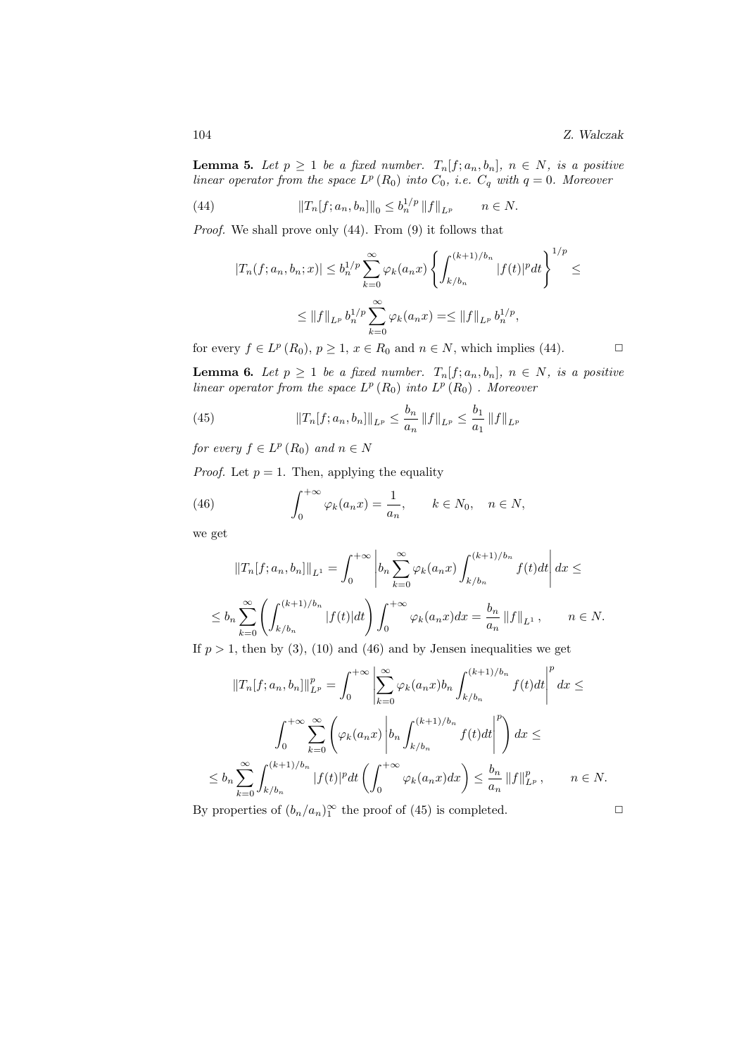**Lemma 5.** *Let $p \geq 1$ be a fixed number. $T_n[f; a_n, b_n]$, $n \in N$, is a positive linear operator from the space $L^p(R_0)$ into $C_0$, i.e. $C_q$ with $q = 0$. Moreover*

$$\|T_n[f; a_n, b_n]\|_0 \leq b_n^{1/p} \|f\|_{L^p} \qquad n \in N. \tag{44}$$

*Proof.* We shall prove only (44). From (9) it follows that

$$|T_n(f; a_n, b_n; x)| \leq b_n^{1/p} \sum_{k=0}^{\infty} \varphi_k(a_n x) \left\{ \int_{k/b_n}^{(k+1)/b_n} |f(t)|^p dt \right\}^{1/p} \leq$$

$$\leq \|f\|_{L^p} b_n^{1/p} \sum_{k=0}^{\infty} \varphi_k(a_n x) = \leq \|f\|_{L^p} b_n^{1/p},$$

for every $f \in L^p(R_0)$, $p \geq 1$, $x \in R_0$ and $n \in N$, which implies (44). □

**Lemma 6.** *Let $p \geq 1$ be a fixed number. $T_n[f; a_n, b_n]$, $n \in N$, is a positive linear operator from the space $L^p(R_0)$ into $L^p(R_0)$ . Moreover*

$$\|T_n[f; a_n, b_n]\|_{L^p} \leq \frac{b_n}{a_n} \|f\|_{L^p} \leq \frac{b_1}{a_1} \|f\|_{L^p} \tag{45}$$

*for every $f \in L^p(R_0)$ and $n \in N$*

*Proof.* Let $p = 1$. Then, applying the equality

$$\int_0^{+\infty} \varphi_k(a_n x) = \frac{1}{a_n}, \qquad k \in N_0, \quad n \in N, \tag{46}$$

we get

$$\|T_n[f; a_n, b_n]\|_{L^1} = \int_0^{+\infty} \left| b_n \sum_{k=0}^{\infty} \varphi_k(a_n x) \int_{k/b_n}^{(k+1)/b_n} f(t) dt \right| dx \leq$$

$$\leq b_n \sum_{k=0}^{\infty} \left( \int_{k/b_n}^{(k+1)/b_n} |f(t)| dt \right) \int_0^{+\infty} \varphi_k(a_n x) dx = \frac{b_n}{a_n} \|f\|_{L^1}, \qquad n \in N.$$

If $p > 1$, then by (3), (10) and (46) and by Jensen inequalities we get

$$\|T_n[f; a_n, b_n]\|_{L^p}^p = \int_0^{+\infty} \left| \sum_{k=0}^{\infty} \varphi_k(a_n x) b_n \int_{k/b_n}^{(k+1)/b_n} f(t) dt \right|^p dx \leq$$

$$\int_0^{+\infty} \sum_{k=0}^{\infty} \left( \varphi_k(a_n x) \left| b_n \int_{k/b_n}^{(k+1)/b_n} f(t) dt \right|^p \right) dx \leq$$

$$\leq b_n \sum_{k=0}^{\infty} \int_{k/b_n}^{(k+1)/b_n} |f(t)|^p dt \left( \int_0^{+\infty} \varphi_k(a_n x) dx \right) \leq \frac{b_n}{a_n} \|f\|_{L^p}^p, \qquad n \in N.$$

By properties of $(b_n/a_n)_1^\infty$ the proof of (45) is completed. □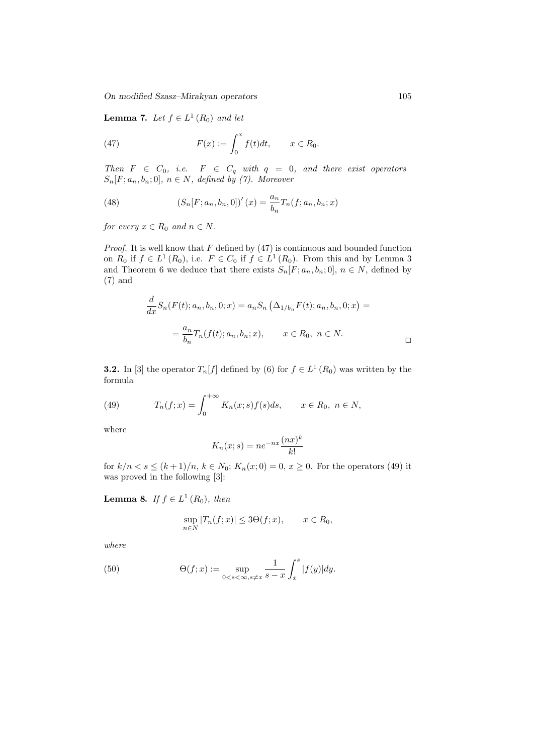**Lemma 7.** *Let $f \in L^1(R_0)$ and let*

$$F(x) := \int_0^x f(t)dt, \qquad x \in R_0. \tag{47}$$

*Then $F \in C_0$, i.e. $F \in C_q$ with $q = 0$, and there exist operators $S_n[F; a_n, b_n; 0]$, $n \in N$, defined by (7). Moreover*

$$\left(S_n[F; a_n, b_n, 0]\right)'(x) = \frac{a_n}{b_n} T_n(f; a_n, b_n; x) \tag{48}$$

*for every $x \in R_0$ and $n \in N$.*

*Proof.* It is well know that $F$ defined by (47) is continuous and bounded function on $R_0$ if $f \in L^1(R_0)$, i.e. $F \in C_0$ if $f \in L^1(R_0)$. From this and by Lemma 3 and Theorem 6 we deduce that there exists $S_n[F; a_n, b_n; 0]$, $n \in N$, defined by (7) and

$$\frac{d}{dx} S_n(F(t); a_n, b_n, 0; x) = a_n S_n\left(\Delta_{1/b_n} F(t); a_n, b_n, 0; x\right) =$$

$$= \frac{a_n}{b_n} T_n(f(t); a_n, b_n; x), \qquad x \in R_0, \ n \in N.$$

□

**3.2.** In [3] the operator $T_n[f]$ defined by (6) for $f \in L^1(R_0)$ was written by the formula

$$T_n(f; x) = \int_0^{+\infty} K_n(x; s) f(s) ds, \qquad x \in R_0, \ n \in N, \tag{49}$$

where

$$K_n(x; s) = n e^{-nx} \frac{(nx)^k}{k!}$$

for $k/n < s \le (k+1)/n$, $k \in N_0$; $K_n(x; 0) = 0$, $x \ge 0$. For the operators (49) it was proved in the following [3]:

**Lemma 8.** *If $f \in L^1(R_0)$, then*

$$\sup_{n \in N} |T_n(f; x)| \le 3\Theta(f; x), \qquad x \in R_0,$$

*where*

$$\Theta(f; x) := \sup_{0 < s < \infty, s \neq x} \frac{1}{s - x} \int_x^s |f(y)| dy. \tag{50}$$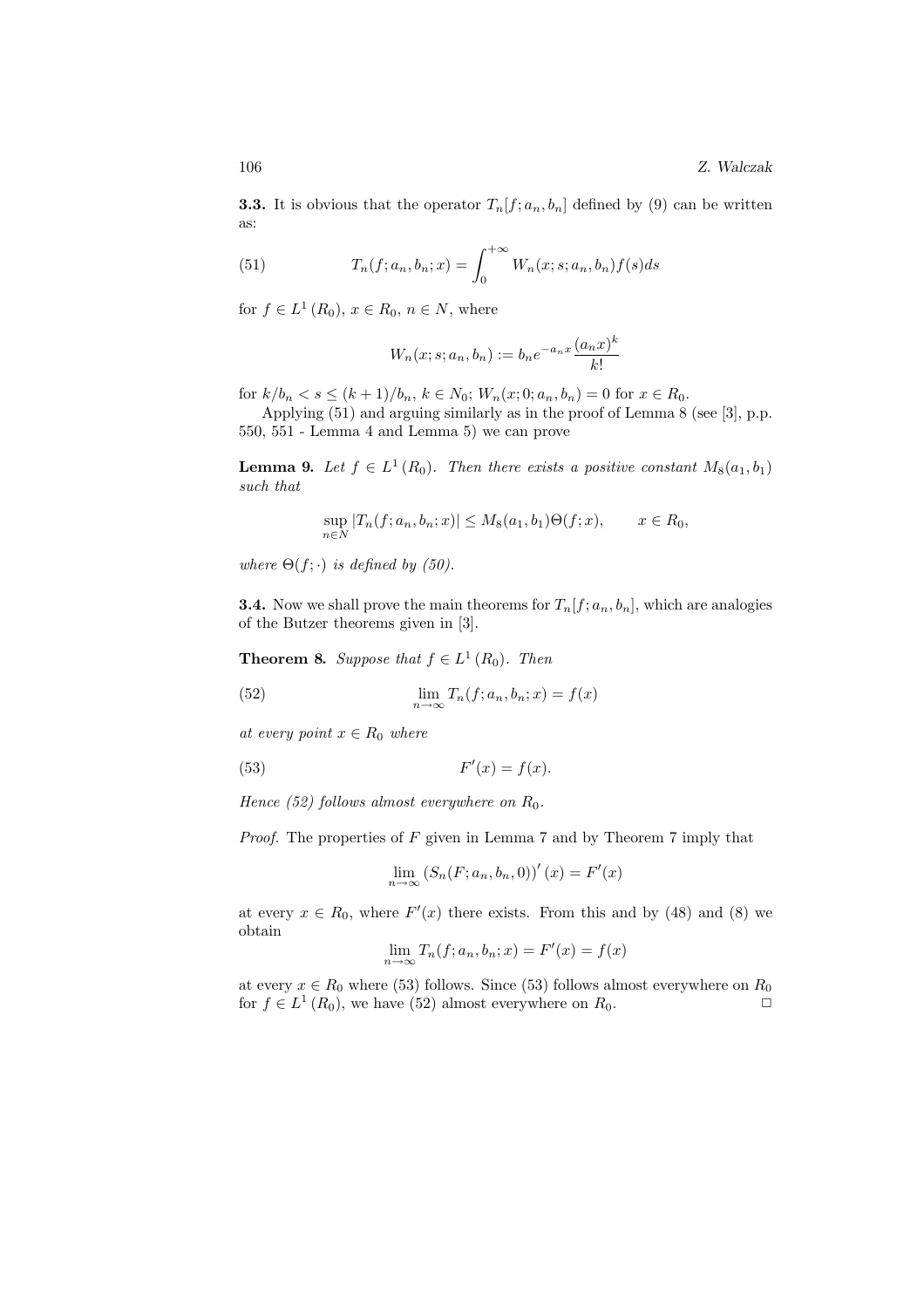**3.3.** It is obvious that the operator $T_n[f; a_n, b_n]$ defined by (9) can be written as:

$$T_n(f; a_n, b_n; x) = \int_0^{+\infty} W_n(x; s; a_n, b_n) f(s) ds \tag{51}$$

for $f \in L^1(R_0)$, $x \in R_0$, $n \in N$, where

$$W_n(x; s; a_n, b_n) := b_n e^{-a_n x} \frac{(a_n x)^k}{k!}$$

for $k/b_n < s \leq (k+1)/b_n$, $k \in N_0$; $W_n(x; 0; a_n, b_n) = 0$ for $x \in R_0$.

Applying (51) and arguing similarly as in the proof of Lemma 8 (see [3], p.p. 550, 551 - Lemma 4 and Lemma 5) we can prove

**Lemma 9.** *Let $f \in L^1(R_0)$. Then there exists a positive constant $M_8(a_1, b_1)$ such that*

$$\sup_{n \in N} |T_n(f; a_n, b_n; x)| \leq M_8(a_1, b_1)\Theta(f; x), \qquad x \in R_0,$$

*where $\Theta(f; \cdot)$ is defined by (50).*

**3.4.** Now we shall prove the main theorems for $T_n[f; a_n, b_n]$, which are analogies of the Butzer theorems given in [3].

**Theorem 8.** *Suppose that $f \in L^1(R_0)$. Then*

$$\lim_{n \to \infty} T_n(f; a_n, b_n; x) = f(x) \tag{52}$$

*at every point $x \in R_0$ where*

$$F'(x) = f(x). \tag{53}$$

*Hence (52) follows almost everywhere on $R_0$.*

*Proof.* The properties of $F$ given in Lemma 7 and by Theorem 7 imply that

$$\lim_{n \to \infty} (S_n(F; a_n, b_n, 0))'(x) = F'(x)$$

at every $x \in R_0$, where $F'(x)$ there exists. From this and by (48) and (8) we obtain

$$\lim_{n \to \infty} T_n(f; a_n, b_n; x) = F'(x) = f(x)$$

at every $x \in R_0$ where (53) follows. Since (53) follows almost everywhere on $R_0$ for $f \in L^1(R_0)$, we have (52) almost everywhere on $R_0$. □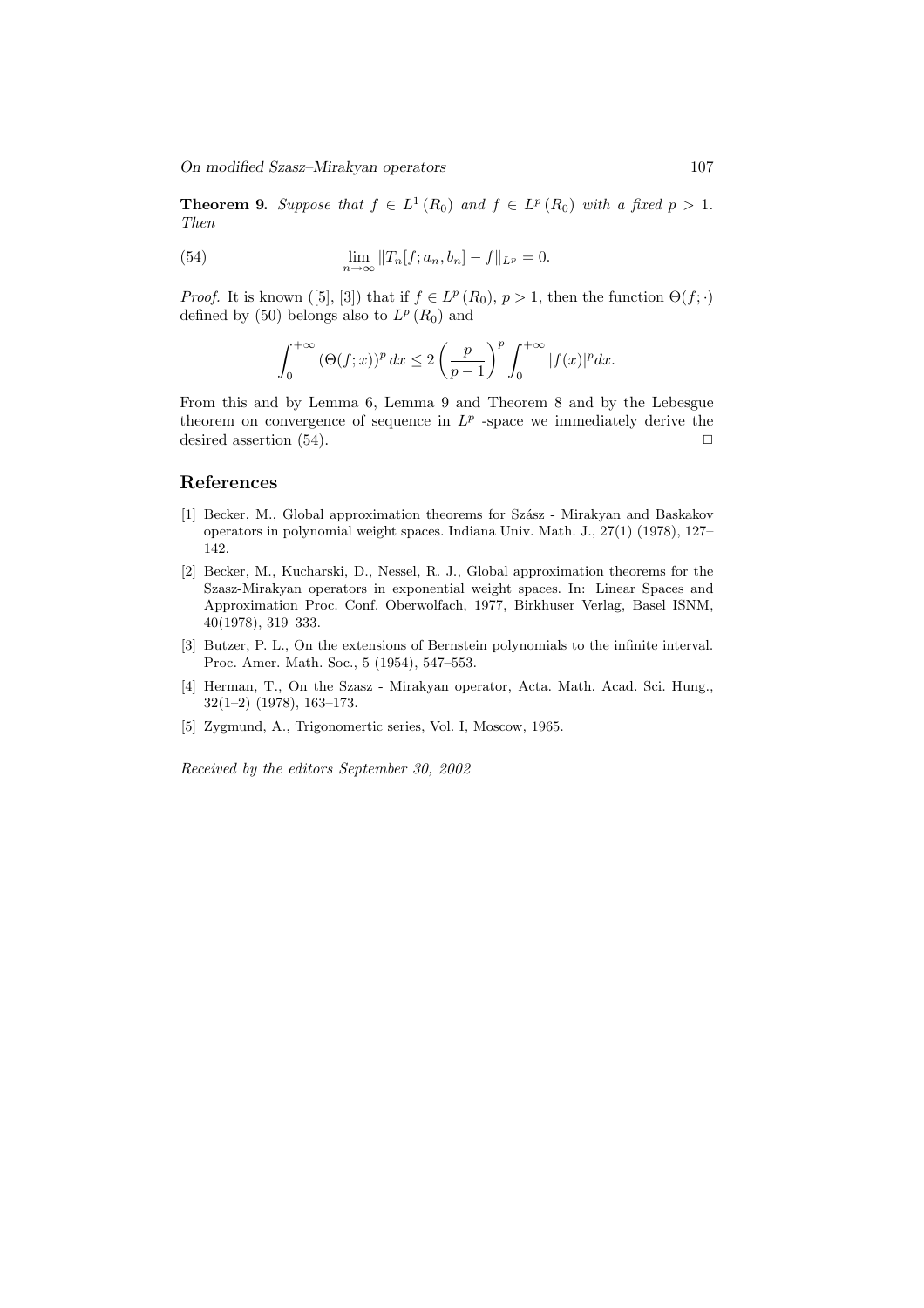**Theorem 9.** *Suppose that $f \in L^1(R_0)$ and $f \in L^p(R_0)$ with a fixed $p > 1$. Then*

$$\lim_{n\to\infty} \|T_n[f; a_n, b_n] - f\|_{L^p} = 0. \tag{54}$$

*Proof.* It is known ([5], [3]) that if $f \in L^p(R_0)$, $p > 1$, then the function $\Theta(f; \cdot)$ defined by (50) belongs also to $L^p(R_0)$ and

$$\int_0^{+\infty} (\Theta(f; x))^p \, dx \le 2\left(\frac{p}{p-1}\right)^p \int_0^{+\infty} |f(x)|^p dx.$$

From this and by Lemma 6, Lemma 9 and Theorem 8 and by the Lebesgue theorem on convergence of sequence in $L^p$ -space we immediately derive the desired assertion (54). $\square$

## References

[1] Becker, M., Global approximation theorems for Szász - Mirakyan and Baskakov operators in polynomial weight spaces. Indiana Univ. Math. J., 27(1) (1978), 127–142.

[2] Becker, M., Kucharski, D., Nessel, R. J., Global approximation theorems for the Szasz-Mirakyan operators in exponential weight spaces. In: Linear Spaces and Approximation Proc. Conf. Oberwolfach, 1977, Birkhuser Verlag, Basel ISNM, 40(1978), 319–333.

[3] Butzer, P. L., On the extensions of Bernstein polynomials to the infinite interval. Proc. Amer. Math. Soc., 5 (1954), 547–553.

[4] Herman, T., On the Szasz - Mirakyan operator, Acta. Math. Acad. Sci. Hung., 32(1–2) (1978), 163–173.

[5] Zygmund, A., Trigonomertic series, Vol. I, Moscow, 1965.

*Received by the editors September 30, 2002*